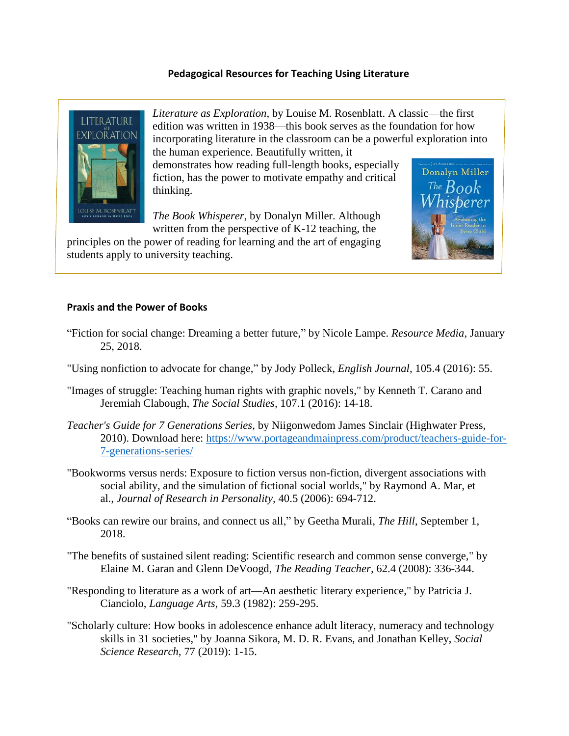## Pedagogical Resources for Teaching Using Literature

*Literature as Exploration*, by Louise M. Rosenblatt. A classic—the first edition was written in 1938—this book serves as the foundation for how incorporating literature in the classroom can be a powerful exploration into the human experience. Beautifully written, it demonstrates how reading full-length books, especially fiction, has the power to motivate empathy and critical thinking.

*The Book Whisperer*, by Donalyn Miller. Although written from the perspective of K-12 teaching, the principles on the power of reading for learning and the art of engaging students apply to university teaching.

### Praxis and the Power of Books

"Fiction for social change: Dreaming a better future," by Nicole Lampe. *Resource Media*, January 25, 2018.

"Using nonfiction to advocate for change," by Jody Polleck, *English Journal*, 105.4 (2016): 55.

"Images of struggle: Teaching human rights with graphic novels," by Kenneth T. Carano and Jeremiah Clabough, *The Social Studies*, 107.1 (2016): 14-18.

*Teacher's Guide for 7 Generations Series*, by Niigonwedom James Sinclair (Highwater Press, 2010). Download here: https://www.portageandmainpress.com/product/teachers-guide-for-7-generations-series/

"Bookworms versus nerds: Exposure to fiction versus non-fiction, divergent associations with social ability, and the simulation of fictional social worlds," by Raymond A. Mar, et al., *Journal of Research in Personality*, 40.5 (2006): 694-712.

"Books can rewire our brains, and connect us all," by Geetha Murali, *The Hill*, September 1, 2018.

"The benefits of sustained silent reading: Scientific research and common sense converge," by Elaine M. Garan and Glenn DeVoogd, *The Reading Teacher*, 62.4 (2008): 336-344.

"Responding to literature as a work of art—An aesthetic literary experience," by Patricia J. Cianciolo, *Language Arts*, 59.3 (1982): 259-295.

"Scholarly culture: How books in adolescence enhance adult literacy, numeracy and technology skills in 31 societies," by Joanna Sikora, M. D. R. Evans, and Jonathan Kelley, *Social Science Research*, 77 (2019): 1-15.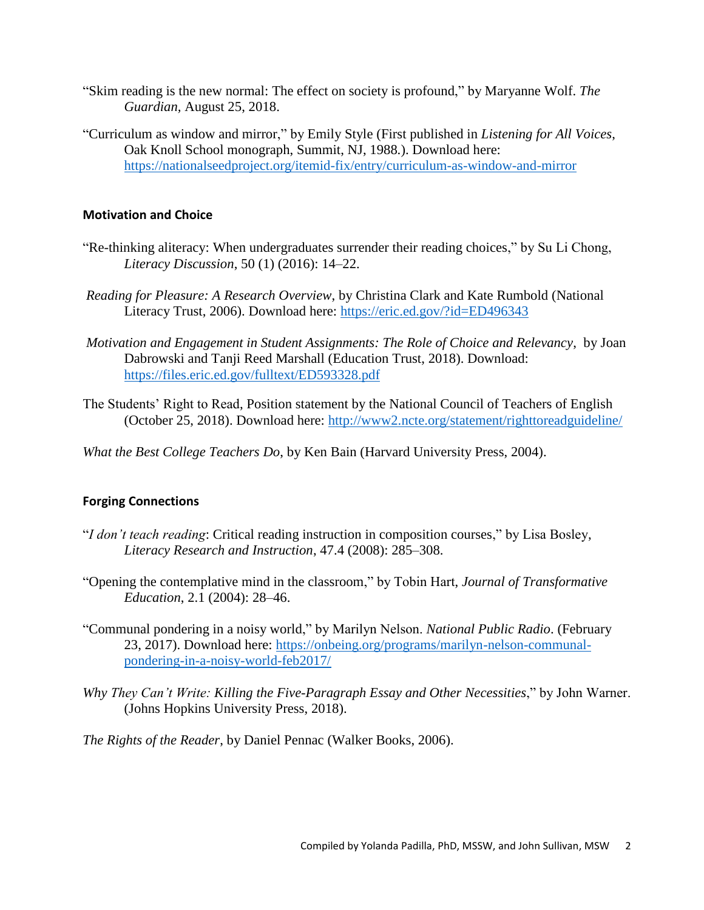“Skim reading is the new normal: The effect on society is profound,” by Maryanne Wolf. *The Guardian*, August 25, 2018.

“Curriculum as window and mirror,” by Emily Style (First published in *Listening for All Voices*, Oak Knoll School monograph, Summit, NJ, 1988.). Download here: https://nationalseedproject.org/itemid-fix/entry/curriculum-as-window-and-mirror

### Motivation and Choice

“Re-thinking aliteracy: When undergraduates surrender their reading choices,” by Su Li Chong, *Literacy Discussion*, 50 (1) (2016): 14–22.

*Reading for Pleasure: A Research Overview*, by Christina Clark and Kate Rumbold (National Literacy Trust, 2006). Download here: https://eric.ed.gov/?id=ED496343

*Motivation and Engagement in Student Assignments: The Role of Choice and Relevancy*, by Joan Dabrowski and Tanji Reed Marshall (Education Trust, 2018). Download: https://files.eric.ed.gov/fulltext/ED593328.pdf

The Students’ Right to Read, Position statement by the National Council of Teachers of English (October 25, 2018). Download here: http://www2.ncte.org/statement/righttoreadguideline/

*What the Best College Teachers Do*, by Ken Bain (Harvard University Press, 2004).

### Forging Connections

“*I don’t teach reading*: Critical reading instruction in composition courses,” by Lisa Bosley, *Literacy Research and Instruction*, 47.4 (2008): 285–308.

“Opening the contemplative mind in the classroom,” by Tobin Hart, *Journal of Transformative Education*, 2.1 (2004): 28–46.

“Communal pondering in a noisy world,” by Marilyn Nelson. *National Public Radio*. (February 23, 2017). Download here: https://onbeing.org/programs/marilyn-nelson-communal-pondering-in-a-noisy-world-feb2017/

*Why They Can’t Write: Killing the Five-Paragraph Essay and Other Necessities*,” by John Warner. (Johns Hopkins University Press, 2018).

*The Rights of the Reader*, by Daniel Pennac (Walker Books, 2006).

Compiled by Yolanda Padilla, PhD, MSSW, and John Sullivan, MSW